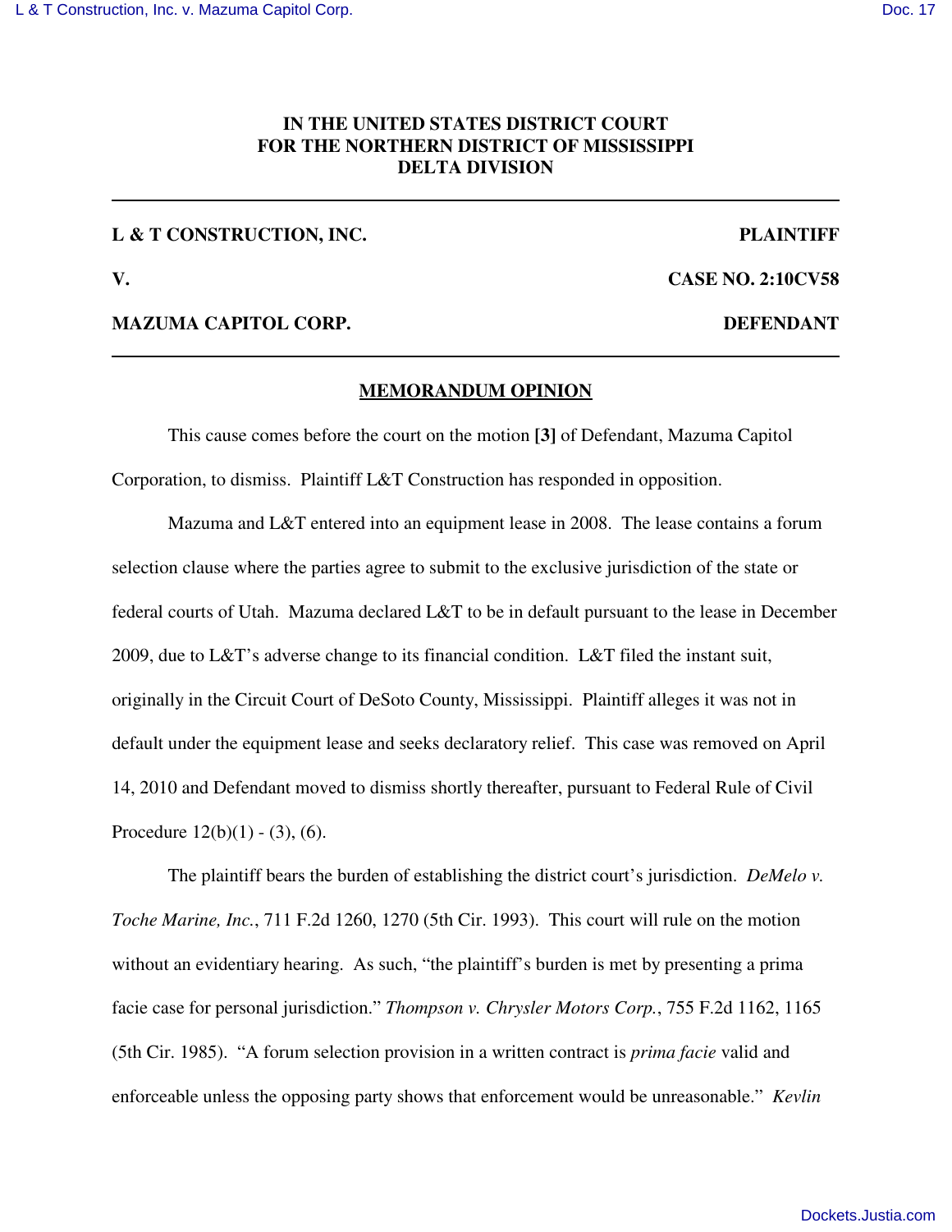**IN THE UNITED STATES DISTRICT COURT**
**FOR THE NORTHERN DISTRICT OF MISSISSIPPI**
**DELTA DIVISION**

---

**L & T CONSTRUCTION, INC.** **PLAINTIFF**

**V.** **CASE NO. 2:10CV58**

**MAZUMA CAPITOL CORP.** **DEFENDANT**

---

**MEMORANDUM OPINION**

This cause comes before the court on the motion **[3]** of Defendant, Mazuma Capitol Corporation, to dismiss. Plaintiff L&T Construction has responded in opposition.

Mazuma and L&T entered into an equipment lease in 2008. The lease contains a forum selection clause where the parties agree to submit to the exclusive jurisdiction of the state or federal courts of Utah. Mazuma declared L&T to be in default pursuant to the lease in December 2009, due to L&T's adverse change to its financial condition. L&T filed the instant suit, originally in the Circuit Court of DeSoto County, Mississippi. Plaintiff alleges it was not in default under the equipment lease and seeks declaratory relief. This case was removed on April 14, 2010 and Defendant moved to dismiss shortly thereafter, pursuant to Federal Rule of Civil Procedure 12(b)(1) - (3), (6).

The plaintiff bears the burden of establishing the district court's jurisdiction. *DeMelo v. Toche Marine, Inc.*, 711 F.2d 1260, 1270 (5th Cir. 1993). This court will rule on the motion without an evidentiary hearing. As such, "the plaintiff's burden is met by presenting a prima facie case for personal jurisdiction." *Thompson v. Chrysler Motors Corp.*, 755 F.2d 1162, 1165 (5th Cir. 1985). "A forum selection provision in a written contract is *prima facie* valid and enforceable unless the opposing party shows that enforcement would be unreasonable." *Kevlin*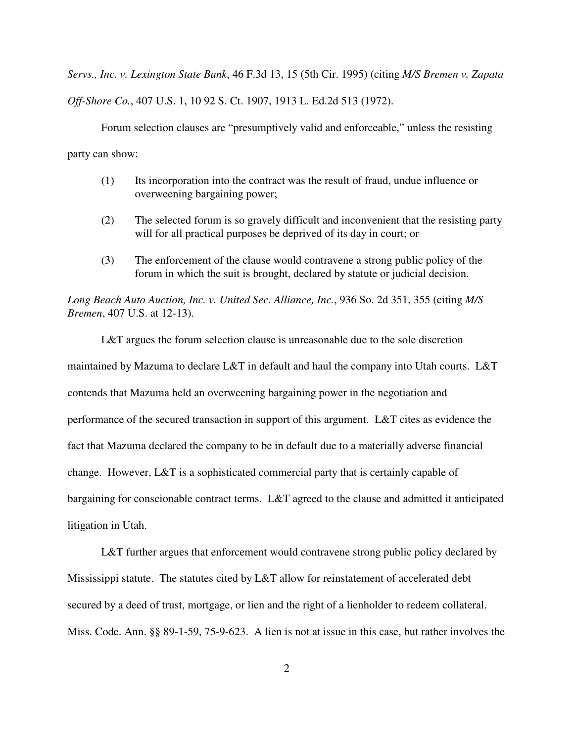*Servs., Inc. v. Lexington State Bank*, 46 F.3d 13, 15 (5th Cir. 1995) (citing *M/S Bremen v. Zapata Off-Shore Co.*, 407 U.S. 1, 10 92 S. Ct. 1907, 1913 L. Ed.2d 513 (1972).

Forum selection clauses are "presumptively valid and enforceable," unless the resisting party can show:

> (1) Its incorporation into the contract was the result of fraud, undue influence or overweening bargaining power;
>
> (2) The selected forum is so gravely difficult and inconvenient that the resisting party will for all practical purposes be deprived of its day in court; or
>
> (3) The enforcement of the clause would contravene a strong public policy of the forum in which the suit is brought, declared by statute or judicial decision.

*Long Beach Auto Auction, Inc. v. United Sec. Alliance, Inc.*, 936 So. 2d 351, 355 (citing *M/S Bremen*, 407 U.S. at 12-13).

L&T argues the forum selection clause is unreasonable due to the sole discretion maintained by Mazuma to declare L&T in default and haul the company into Utah courts. L&T contends that Mazuma held an overweening bargaining power in the negotiation and performance of the secured transaction in support of this argument. L&T cites as evidence the fact that Mazuma declared the company to be in default due to a materially adverse financial change. However, L&T is a sophisticated commercial party that is certainly capable of bargaining for conscionable contract terms. L&T agreed to the clause and admitted it anticipated litigation in Utah.

L&T further argues that enforcement would contravene strong public policy declared by Mississippi statute. The statutes cited by L&T allow for reinstatement of accelerated debt secured by a deed of trust, mortgage, or lien and the right of a lienholder to redeem collateral. Miss. Code. Ann. §§ 89-1-59, 75-9-623. A lien is not at issue in this case, but rather involves the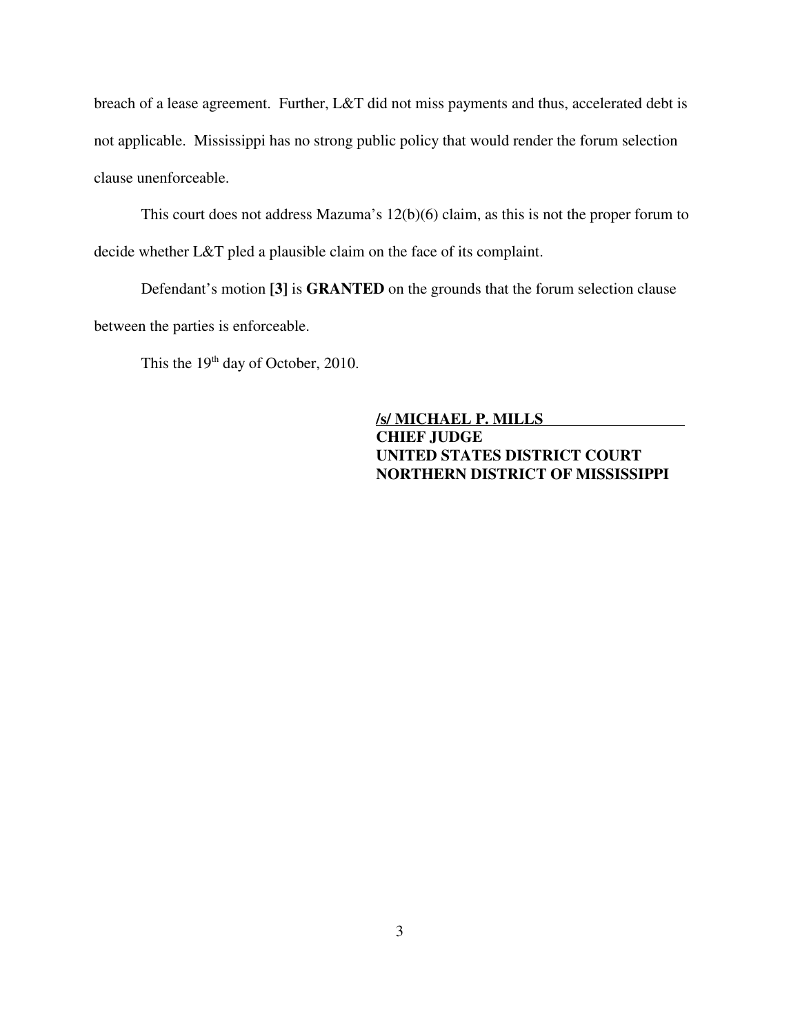breach of a lease agreement. Further, L&T did not miss payments and thus, accelerated debt is not applicable. Mississippi has no strong public policy that would render the forum selection clause unenforceable.

This court does not address Mazuma's 12(b)(6) claim, as this is not the proper forum to decide whether L&T pled a plausible claim on the face of its complaint.

Defendant's motion **[3]** is **GRANTED** on the grounds that the forum selection clause between the parties is enforceable.

This the 19th day of October, 2010.

**/s/ MICHAEL P. MILLS**
**CHIEF JUDGE**
**UNITED STATES DISTRICT COURT**
**NORTHERN DISTRICT OF MISSISSIPPI**